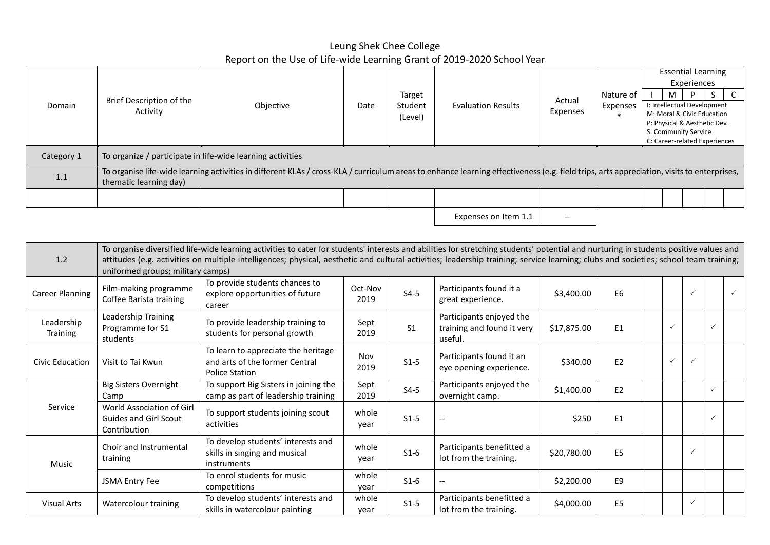# Leung Shek Chee College

## Report on the Use of Life-wide Learning Grant of 2019-2020 School Year

| Domain | Brief Description of the Activity | Objective | Date | Target Student (Level) | Evaluation Results | Actual Expenses | Nature of Expenses * | Essential Learning Experiences (I: Intellectual Development, M: Moral & Civic Education, P: Physical & Aesthetic Dev., S: Community Service, C: Career-related Experiences) | | | | |
|---|---|---|---|---|---|---|---|---|---|---|---|---|
| | | | | | | | | I | M | P | S | C |
| Category 1 | To organize / participate in life-wide learning activities | | | | | | | | | | | |
| 1.1 | To organise life-wide learning activities in different KLAs / cross-KLA / curriculum areas to enhance learning effectiveness (e.g. field trips, arts appreciation, visits to enterprises, thematic learning day) | | | | | | | | | | | |
| | | | | | | | | | | | | |
| | | | | | Expenses on Item 1.1 | -- | | | | | | |

| Domain | Brief Description of the Activity | Objective | Date | Target Student (Level) | Evaluation Results | Actual Expenses | Nature of Expenses * | I | M | P | S | C |
|---|---|---|---|---|---|---|---|---|---|---|---|---|
| 1.2 | To organise diversified life-wide learning activities to cater for students' interests and abilities for stretching students' potential and nurturing in students positive values and attitudes (e.g. activities on multiple intelligences; physical, aesthetic and cultural activities; leadership training; service learning; clubs and societies; school team training; uniformed groups; military camps) | | | | | | | | | | | |
| Career Planning | Film-making programme Coffee Barista training | To provide students chances to explore opportunities of future career | Oct-Nov 2019 | S4-5 | Participants found it a great experience. | $3,400.00 | E6 | | | ✓ | | ✓ |
| Leadership Training | Leadership Training Programme for S1 students | To provide leadership training to students for personal growth | Sept 2019 | S1 | Participants enjoyed the training and found it very useful. | $17,875.00 | E1 | | ✓ | | ✓ | |
| Civic Education | Visit to Tai Kwun | To learn to appreciate the heritage and arts of the former Central Police Station | Nov 2019 | S1-5 | Participants found it an eye opening experience. | $340.00 | E2 | | ✓ | ✓ | | |
| Service | Big Sisters Overnight Camp | To support Big Sisters in joining the camp as part of leadership training | Sept 2019 | S4-5 | Participants enjoyed the overnight camp. | $1,400.00 | E2 | | | | ✓ | |
| | World Association of Girl Guides and Girl Scout Contribution | To support students joining scout activities | whole year | S1-5 | -- | $250 | E1 | | | | ✓ | |
| Music | Choir and Instrumental training | To develop students' interests and skills in singing and musical instruments | whole year | S1-6 | Participants benefitted a lot from the training. | $20,780.00 | E5 | | | ✓ | | |
| | JSMA Entry Fee | To enrol students for music competitions | whole year | S1-6 | -- | $2,200.00 | E9 | | | | | |
| Visual Arts | Watercolour training | To develop students' interests and skills in watercolour painting | whole year | S1-5 | Participants benefitted a lot from the training. | $4,000.00 | E5 | | | ✓ | | |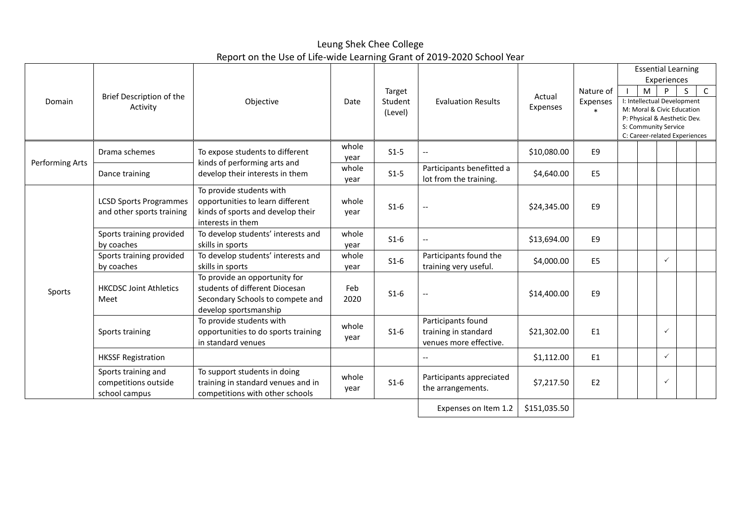# Leung Shek Chee College

## Report on the Use of Life-wide Learning Grant of 2019-2020 School Year

| Domain | Brief Description of the Activity | Objective | Date | Target Student (Level) | Evaluation Results | Actual Expenses | Nature of Expenses * | Essential Learning Experiences (I: Intellectual Development; M: Moral & Civic Education; P: Physical & Aesthetic Dev.; S: Community Service; C: Career-related Experiences) | | | | |
|---|---|---|---|---|---|---|---|---|---|---|---|---|
| | | | | | | | | I | M | P | S | C |
| Performing Arts | Drama schemes | To expose students to different kinds of performing arts and develop their interests in them | whole year | S1-5 | -- | $10,080.00 | E9 | | | | | |
| | Dance training | | whole year | S1-5 | Participants benefitted a lot from the training. | $4,640.00 | E5 | | | | | |
| Sports | LCSD Sports Programmes and other sports training | To provide students with opportunities to learn different kinds of sports and develop their interests in them | whole year | S1-6 | -- | $24,345.00 | E9 | | | | | |
| | Sports training provided by coaches | To develop students' interests and skills in sports | whole year | S1-6 | -- | $13,694.00 | E9 | | | | | |
| | Sports training provided by coaches | To develop students' interests and skills in sports | whole year | S1-6 | Participants found the training very useful. | $4,000.00 | E5 | | | ✓ | | |
| | HKCDSC Joint Athletics Meet | To provide an opportunity for students of different Diocesan Secondary Schools to compete and develop sportsmanship | Feb 2020 | S1-6 | -- | $14,400.00 | E9 | | | | | |
| | Sports training | To provide students with opportunities to do sports training in standard venues | whole year | S1-6 | Participants found training in standard venues more effective. | $21,302.00 | E1 | | | ✓ | | |
| | HKSSF Registration | | | | -- | $1,112.00 | E1 | | | ✓ | | |
| | Sports training and competitions outside school campus | To support students in doing training in standard venues and in competitions with other schools | whole year | S1-6 | Participants appreciated the arrangements. | $7,217.50 | E2 | | | ✓ | | |
| | | | | | Expenses on Item 1.2 | $151,035.50 | | | | | | |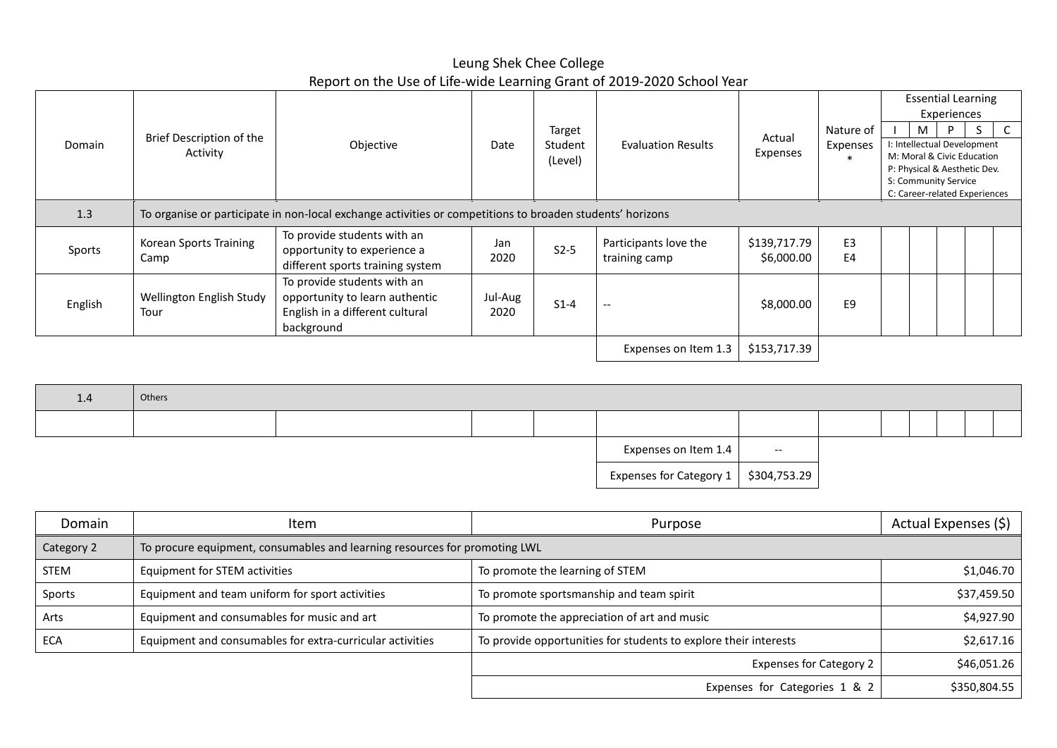Leung Shek Chee College

Report on the Use of Life-wide Learning Grant of 2019-2020 School Year

| Domain | Brief Description of the Activity | Objective | Date | Target Student (Level) | Evaluation Results | Actual Expenses | Nature of Expenses * | Essential Learning Experiences I: Intellectual Development M: Moral & Civic Education P: Physical & Aesthetic Dev. S: Community Service C: Career-related Experiences | | | | |
|---|---|---|---|---|---|---|---|---|---|---|---|---|
| | | | | | | | | I | M | P | S | C |
| 1.3 | To organise or participate in non-local exchange activities or competitions to broaden students' horizons | | | | | | | | | | | |
| Sports | Korean Sports Training Camp | To provide students with an opportunity to experience a different sports training system | Jan 2020 | S2-5 | Participants love the training camp | $139,717.79<br>$6,000.00 | E3<br>E4 | | | | | |
| English | Wellington English Study Tour | To provide students with an opportunity to learn authentic English in a different cultural background | Jul-Aug 2020 | S1-4 | -- | $8,000.00 | E9 | | | | | |
| | | | | | Expenses on Item 1.3 | $153,717.39 | | | | | | |
| 1.4 | Others | | | | | | | | | | | |
| | | | | | | | | | | | | |
| | | | | | Expenses on Item 1.4 | -- | | | | | | |
| | | | | | Expenses for Category 1 | $304,753.29 | | | | | | |

| Domain | Item | Purpose | Actual Expenses ($) |
|---|---|---|---|
| Category 2 | To procure equipment, consumables and learning resources for promoting LWL | | |
| STEM | Equipment for STEM activities | To promote the learning of STEM | $1,046.70 |
| Sports | Equipment and team uniform for sport activities | To promote sportsmanship and team spirit | $37,459.50 |
| Arts | Equipment and consumables for music and art | To promote the appreciation of art and music | $4,927.90 |
| ECA | Equipment and consumables for extra-curricular activities | To provide opportunities for students to explore their interests | $2,617.16 |
| | | Expenses for Category 2 | $46,051.26 |
| | | Expenses for Categories 1 & 2 | $350,804.55 |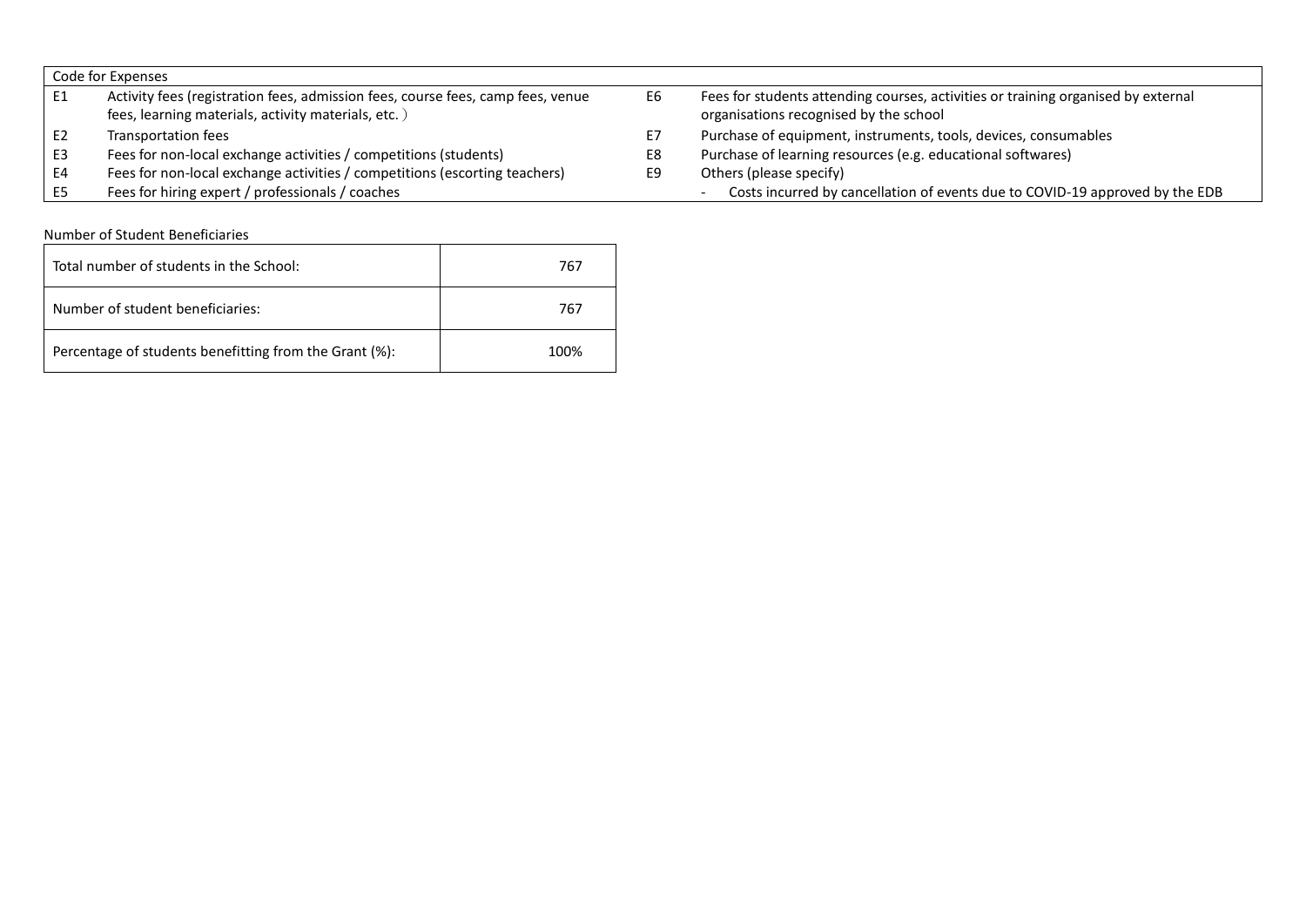| Code for Expenses | | | |
|---|---|---|---|
| E1 | Activity fees (registration fees, admission fees, course fees, camp fees, venue fees, learning materials, activity materials, etc. ) | E6 | Fees for students attending courses, activities or training organised by external organisations recognised by the school |
| E2 | Transportation fees | E7 | Purchase of equipment, instruments, tools, devices, consumables |
| E3 | Fees for non-local exchange activities / competitions (students) | E8 | Purchase of learning resources (e.g. educational softwares) |
| E4 | Fees for non-local exchange activities / competitions (escorting teachers) | E9 | Others (please specify) |
| E5 | Fees for hiring expert / professionals / coaches | | - Costs incurred by cancellation of events due to COVID-19 approved by the EDB |

Number of Student Beneficiaries

| | |
|---|---|
| Total number of students in the School: | 767 |
| Number of student beneficiaries: | 767 |
| Percentage of students benefitting from the Grant (%): | 100% |